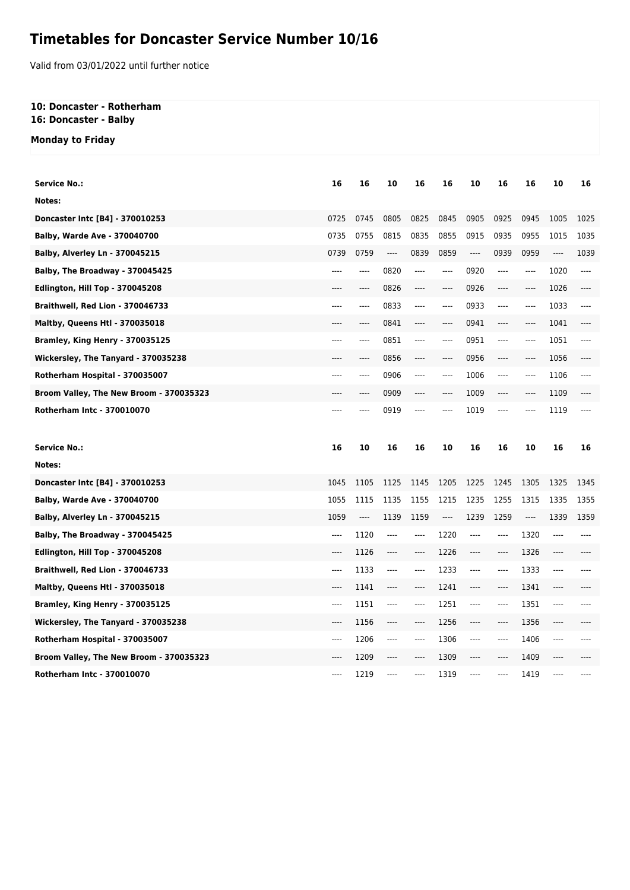# Timetables for Doncaster Service Number 10/16

Valid from 03/01/2022 until further notice

**10: Doncaster - Rotherham**
**16: Doncaster - Balby**

**Monday to Friday**

| Service No.: | 16 | 16 | 10 | 16 | 16 | 10 | 16 | 16 | 10 | 16 |
|---|---|---|---|---|---|---|---|---|---|---|
| Notes: | | | | | | | | | | |
| Doncaster Intc [B4] - 370010253 | 0725 | 0745 | 0805 | 0825 | 0845 | 0905 | 0925 | 0945 | 1005 | 1025 |
| Balby, Warde Ave - 370040700 | 0735 | 0755 | 0815 | 0835 | 0855 | 0915 | 0935 | 0955 | 1015 | 1035 |
| Balby, Alverley Ln - 370045215 | 0739 | 0759 | ---- | 0839 | 0859 | ---- | 0939 | 0959 | ---- | 1039 |
| Balby, The Broadway - 370045425 | ---- | ---- | 0820 | ---- | ---- | 0920 | ---- | ---- | 1020 | ---- |
| Edlington, Hill Top - 370045208 | ---- | ---- | 0826 | ---- | ---- | 0926 | ---- | ---- | 1026 | ---- |
| Braithwell, Red Lion - 370046733 | ---- | ---- | 0833 | ---- | ---- | 0933 | ---- | ---- | 1033 | ---- |
| Maltby, Queens Htl - 370035018 | ---- | ---- | 0841 | ---- | ---- | 0941 | ---- | ---- | 1041 | ---- |
| Bramley, King Henry - 370035125 | ---- | ---- | 0851 | ---- | ---- | 0951 | ---- | ---- | 1051 | ---- |
| Wickersley, The Tanyard - 370035238 | ---- | ---- | 0856 | ---- | ---- | 0956 | ---- | ---- | 1056 | ---- |
| Rotherham Hospital - 370035007 | ---- | ---- | 0906 | ---- | ---- | 1006 | ---- | ---- | 1106 | ---- |
| Broom Valley, The New Broom - 370035323 | ---- | ---- | 0909 | ---- | ---- | 1009 | ---- | ---- | 1109 | ---- |
| Rotherham Intc - 370010070 | ---- | ---- | 0919 | ---- | ---- | 1019 | ---- | ---- | 1119 | ---- |

| Service No.: | 16 | 10 | 16 | 16 | 10 | 16 | 16 | 10 | 16 | 16 |
|---|---|---|---|---|---|---|---|---|---|---|
| Notes: | | | | | | | | | | |
| Doncaster Intc [B4] - 370010253 | 1045 | 1105 | 1125 | 1145 | 1205 | 1225 | 1245 | 1305 | 1325 | 1345 |
| Balby, Warde Ave - 370040700 | 1055 | 1115 | 1135 | 1155 | 1215 | 1235 | 1255 | 1315 | 1335 | 1355 |
| Balby, Alverley Ln - 370045215 | 1059 | ---- | 1139 | 1159 | ---- | 1239 | 1259 | ---- | 1339 | 1359 |
| Balby, The Broadway - 370045425 | ---- | 1120 | ---- | ---- | 1220 | ---- | ---- | 1320 | ---- | ---- |
| Edlington, Hill Top - 370045208 | ---- | 1126 | ---- | ---- | 1226 | ---- | ---- | 1326 | ---- | ---- |
| Braithwell, Red Lion - 370046733 | ---- | 1133 | ---- | ---- | 1233 | ---- | ---- | 1333 | ---- | ---- |
| Maltby, Queens Htl - 370035018 | ---- | 1141 | ---- | ---- | 1241 | ---- | ---- | 1341 | ---- | ---- |
| Bramley, King Henry - 370035125 | ---- | 1151 | ---- | ---- | 1251 | ---- | ---- | 1351 | ---- | ---- |
| Wickersley, The Tanyard - 370035238 | ---- | 1156 | ---- | ---- | 1256 | ---- | ---- | 1356 | ---- | ---- |
| Rotherham Hospital - 370035007 | ---- | 1206 | ---- | ---- | 1306 | ---- | ---- | 1406 | ---- | ---- |
| Broom Valley, The New Broom - 370035323 | ---- | 1209 | ---- | ---- | 1309 | ---- | ---- | 1409 | ---- | ---- |
| Rotherham Intc - 370010070 | ---- | 1219 | ---- | ---- | 1319 | ---- | ---- | 1419 | ---- | ---- |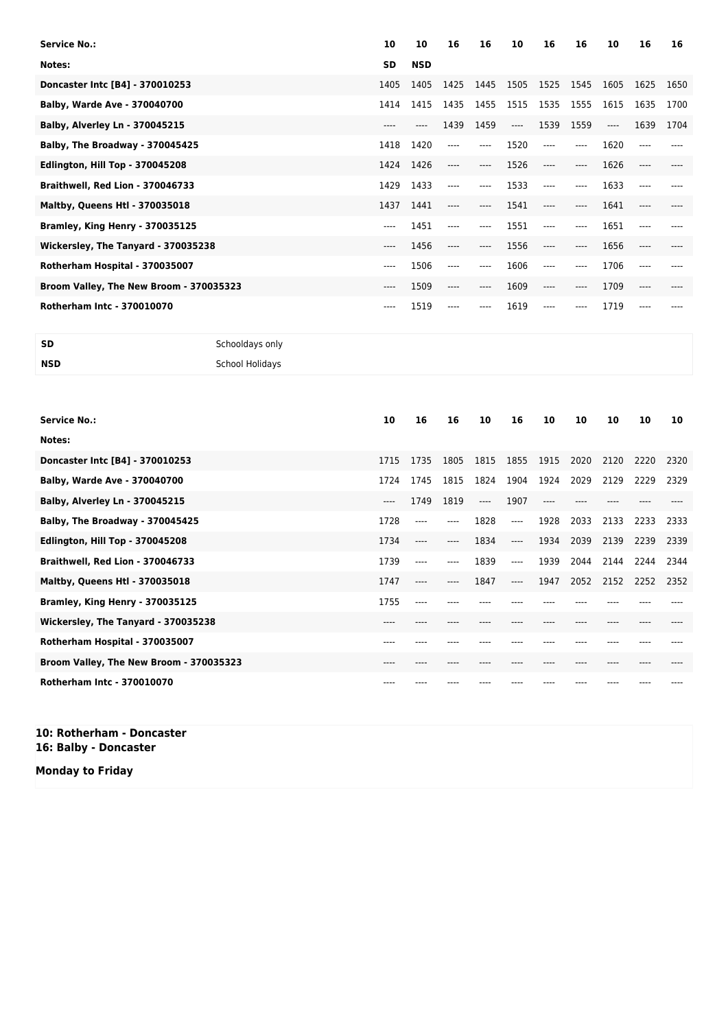| Service No.: | 10 | 10 | 16 | 16 | 10 | 16 | 16 | 10 | 16 | 16 |
|---|---|---|---|---|---|---|---|---|---|---|
| Notes: | SD | NSD | | | | | | | | |
| Doncaster Intc [B4] - 370010253 | 1405 | 1405 | 1425 | 1445 | 1505 | 1525 | 1545 | 1605 | 1625 | 1650 |
| Balby, Warde Ave - 370040700 | 1414 | 1415 | 1435 | 1455 | 1515 | 1535 | 1555 | 1615 | 1635 | 1700 |
| Balby, Alverley Ln - 370045215 | ---- | ---- | 1439 | 1459 | ---- | 1539 | 1559 | ---- | 1639 | 1704 |
| Balby, The Broadway - 370045425 | 1418 | 1420 | ---- | ---- | 1520 | ---- | ---- | 1620 | ---- | ---- |
| Edlington, Hill Top - 370045208 | 1424 | 1426 | ---- | ---- | 1526 | ---- | ---- | 1626 | ---- | ---- |
| Braithwell, Red Lion - 370046733 | 1429 | 1433 | ---- | ---- | 1533 | ---- | ---- | 1633 | ---- | ---- |
| Maltby, Queens Htl - 370035018 | 1437 | 1441 | ---- | ---- | 1541 | ---- | ---- | 1641 | ---- | ---- |
| Bramley, King Henry - 370035125 | ---- | 1451 | ---- | ---- | 1551 | ---- | ---- | 1651 | ---- | ---- |
| Wickersley, The Tanyard - 370035238 | ---- | 1456 | ---- | ---- | 1556 | ---- | ---- | 1656 | ---- | ---- |
| Rotherham Hospital - 370035007 | ---- | 1506 | ---- | ---- | 1606 | ---- | ---- | 1706 | ---- | ---- |
| Broom Valley, The New Broom - 370035323 | ---- | 1509 | ---- | ---- | 1609 | ---- | ---- | 1709 | ---- | ---- |
| Rotherham Intc - 370010070 | ---- | 1519 | ---- | ---- | 1619 | ---- | ---- | 1719 | ---- | ---- |

| | |
|---|---|
| SD | Schooldays only |
| NSD | School Holidays |

| Service No.: | 10 | 16 | 16 | 10 | 16 | 10 | 10 | 10 | 10 | 10 |
|---|---|---|---|---|---|---|---|---|---|---|
| Notes: | | | | | | | | | | |
| Doncaster Intc [B4] - 370010253 | 1715 | 1735 | 1805 | 1815 | 1855 | 1915 | 2020 | 2120 | 2220 | 2320 |
| Balby, Warde Ave - 370040700 | 1724 | 1745 | 1815 | 1824 | 1904 | 1924 | 2029 | 2129 | 2229 | 2329 |
| Balby, Alverley Ln - 370045215 | ---- | 1749 | 1819 | ---- | 1907 | ---- | ---- | ---- | ---- | ---- |
| Balby, The Broadway - 370045425 | 1728 | ---- | ---- | 1828 | ---- | 1928 | 2033 | 2133 | 2233 | 2333 |
| Edlington, Hill Top - 370045208 | 1734 | ---- | ---- | 1834 | ---- | 1934 | 2039 | 2139 | 2239 | 2339 |
| Braithwell, Red Lion - 370046733 | 1739 | ---- | ---- | 1839 | ---- | 1939 | 2044 | 2144 | 2244 | 2344 |
| Maltby, Queens Htl - 370035018 | 1747 | ---- | ---- | 1847 | ---- | 1947 | 2052 | 2152 | 2252 | 2352 |
| Bramley, King Henry - 370035125 | 1755 | ---- | ---- | ---- | ---- | ---- | ---- | ---- | ---- | ---- |
| Wickersley, The Tanyard - 370035238 | ---- | ---- | ---- | ---- | ---- | ---- | ---- | ---- | ---- | ---- |
| Rotherham Hospital - 370035007 | ---- | ---- | ---- | ---- | ---- | ---- | ---- | ---- | ---- | ---- |
| Broom Valley, The New Broom - 370035323 | ---- | ---- | ---- | ---- | ---- | ---- | ---- | ---- | ---- | ---- |
| Rotherham Intc - 370010070 | ---- | ---- | ---- | ---- | ---- | ---- | ---- | ---- | ---- | ---- |

**10: Rotherham - Doncaster**
**16: Balby - Doncaster**

**Monday to Friday**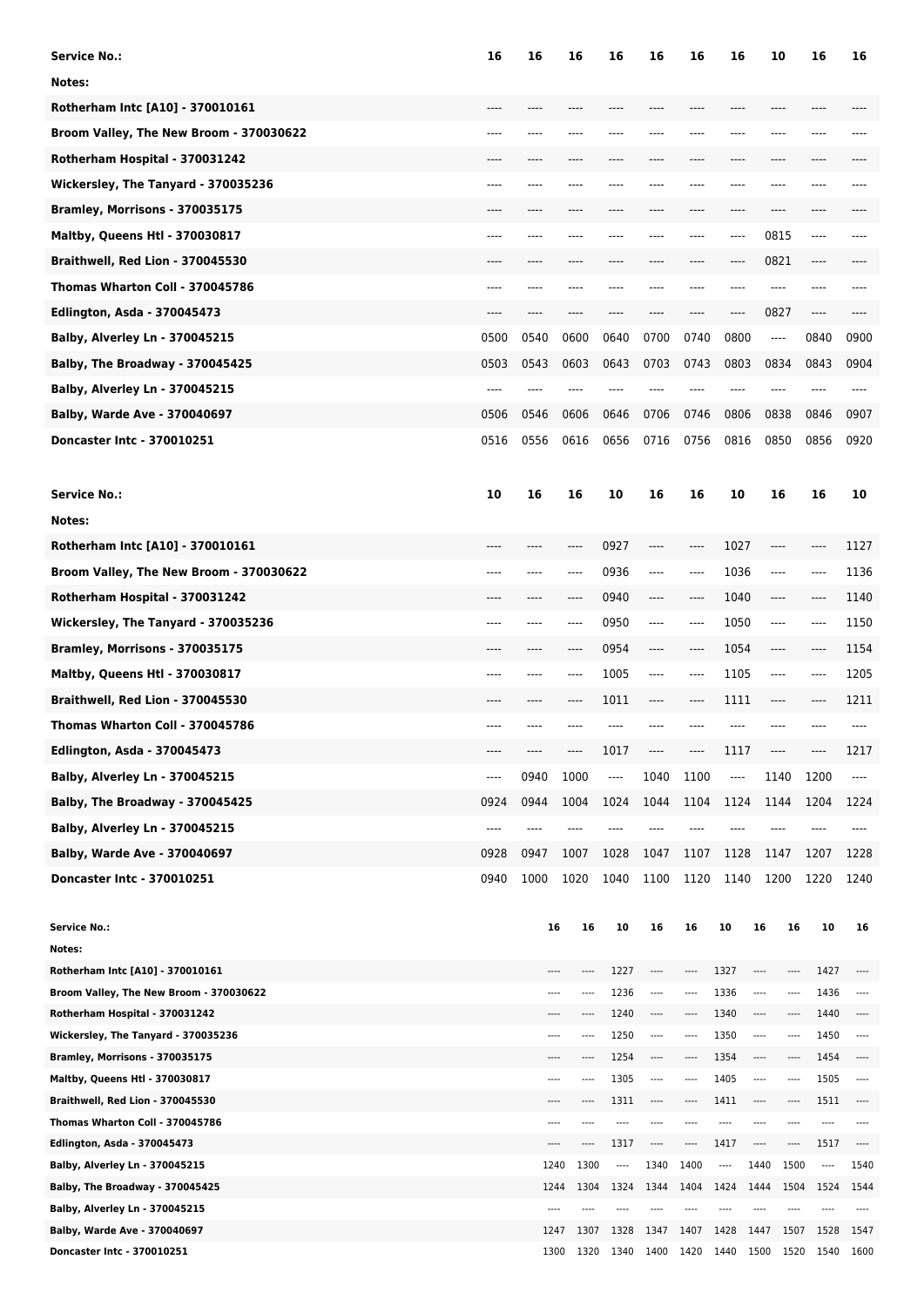| Service No.: | 16 | 16 | 16 | 16 | 16 | 16 | 16 | 10 | 16 | 16 |
|---|---|---|---|---|---|---|---|---|---|---|
| Notes: | | | | | | | | | | |
| Rotherham Intc [A10] - 370010161 | ---- | ---- | ---- | ---- | ---- | ---- | ---- | ---- | ---- | ---- |
| Broom Valley, The New Broom - 370030622 | ---- | ---- | ---- | ---- | ---- | ---- | ---- | ---- | ---- | ---- |
| Rotherham Hospital - 370031242 | ---- | ---- | ---- | ---- | ---- | ---- | ---- | ---- | ---- | ---- |
| Wickersley, The Tanyard - 370035236 | ---- | ---- | ---- | ---- | ---- | ---- | ---- | ---- | ---- | ---- |
| Bramley, Morrisons - 370035175 | ---- | ---- | ---- | ---- | ---- | ---- | ---- | ---- | ---- | ---- |
| Maltby, Queens Htl - 370030817 | ---- | ---- | ---- | ---- | ---- | ---- | ---- | 0815 | ---- | ---- |
| Braithwell, Red Lion - 370045530 | ---- | ---- | ---- | ---- | ---- | ---- | ---- | 0821 | ---- | ---- |
| Thomas Wharton Coll - 370045786 | ---- | ---- | ---- | ---- | ---- | ---- | ---- | ---- | ---- | ---- |
| Edlington, Asda - 370045473 | ---- | ---- | ---- | ---- | ---- | ---- | ---- | 0827 | ---- | ---- |
| Balby, Alverley Ln - 370045215 | 0500 | 0540 | 0600 | 0640 | 0700 | 0740 | 0800 | ---- | 0840 | 0900 |
| Balby, The Broadway - 370045425 | 0503 | 0543 | 0603 | 0643 | 0703 | 0743 | 0803 | 0834 | 0843 | 0904 |
| Balby, Alverley Ln - 370045215 | ---- | ---- | ---- | ---- | ---- | ---- | ---- | ---- | ---- | ---- |
| Balby, Warde Ave - 370040697 | 0506 | 0546 | 0606 | 0646 | 0706 | 0746 | 0806 | 0838 | 0846 | 0907 |
| Doncaster Intc - 370010251 | 0516 | 0556 | 0616 | 0656 | 0716 | 0756 | 0816 | 0850 | 0856 | 0920 |

| Service No.: | 10 | 16 | 16 | 10 | 16 | 16 | 10 | 16 | 16 | 10 |
|---|---|---|---|---|---|---|---|---|---|---|
| Notes: | | | | | | | | | | |
| Rotherham Intc [A10] - 370010161 | ---- | ---- | ---- | 0927 | ---- | ---- | 1027 | ---- | ---- | 1127 |
| Broom Valley, The New Broom - 370030622 | ---- | ---- | ---- | 0936 | ---- | ---- | 1036 | ---- | ---- | 1136 |
| Rotherham Hospital - 370031242 | ---- | ---- | ---- | 0940 | ---- | ---- | 1040 | ---- | ---- | 1140 |
| Wickersley, The Tanyard - 370035236 | ---- | ---- | ---- | 0950 | ---- | ---- | 1050 | ---- | ---- | 1150 |
| Bramley, Morrisons - 370035175 | ---- | ---- | ---- | 0954 | ---- | ---- | 1054 | ---- | ---- | 1154 |
| Maltby, Queens Htl - 370030817 | ---- | ---- | ---- | 1005 | ---- | ---- | 1105 | ---- | ---- | 1205 |
| Braithwell, Red Lion - 370045530 | ---- | ---- | ---- | 1011 | ---- | ---- | 1111 | ---- | ---- | 1211 |
| Thomas Wharton Coll - 370045786 | ---- | ---- | ---- | ---- | ---- | ---- | ---- | ---- | ---- | ---- |
| Edlington, Asda - 370045473 | ---- | ---- | ---- | 1017 | ---- | ---- | 1117 | ---- | ---- | 1217 |
| Balby, Alverley Ln - 370045215 | ---- | 0940 | 1000 | ---- | 1040 | 1100 | ---- | 1140 | 1200 | ---- |
| Balby, The Broadway - 370045425 | 0924 | 0944 | 1004 | 1024 | 1044 | 1104 | 1124 | 1144 | 1204 | 1224 |
| Balby, Alverley Ln - 370045215 | ---- | ---- | ---- | ---- | ---- | ---- | ---- | ---- | ---- | ---- |
| Balby, Warde Ave - 370040697 | 0928 | 0947 | 1007 | 1028 | 1047 | 1107 | 1128 | 1147 | 1207 | 1228 |
| Doncaster Intc - 370010251 | 0940 | 1000 | 1020 | 1040 | 1100 | 1120 | 1140 | 1200 | 1220 | 1240 |

| Service No.: | 16 | 16 | 10 | 16 | 16 | 10 | 16 | 16 | 10 | 16 |
|---|---|---|---|---|---|---|---|---|---|---|
| Notes: | | | | | | | | | | |
| Rotherham Intc [A10] - 370010161 | ---- | ---- | 1227 | ---- | ---- | 1327 | ---- | ---- | 1427 | ---- |
| Broom Valley, The New Broom - 370030622 | ---- | ---- | 1236 | ---- | ---- | 1336 | ---- | ---- | 1436 | ---- |
| Rotherham Hospital - 370031242 | ---- | ---- | 1240 | ---- | ---- | 1340 | ---- | ---- | 1440 | ---- |
| Wickersley, The Tanyard - 370035236 | ---- | ---- | 1250 | ---- | ---- | 1350 | ---- | ---- | 1450 | ---- |
| Bramley, Morrisons - 370035175 | ---- | ---- | 1254 | ---- | ---- | 1354 | ---- | ---- | 1454 | ---- |
| Maltby, Queens Htl - 370030817 | ---- | ---- | 1305 | ---- | ---- | 1405 | ---- | ---- | 1505 | ---- |
| Braithwell, Red Lion - 370045530 | ---- | ---- | 1311 | ---- | ---- | 1411 | ---- | ---- | 1511 | ---- |
| Thomas Wharton Coll - 370045786 | ---- | ---- | ---- | ---- | ---- | ---- | ---- | ---- | ---- | ---- |
| Edlington, Asda - 370045473 | ---- | ---- | 1317 | ---- | ---- | 1417 | ---- | ---- | 1517 | ---- |
| Balby, Alverley Ln - 370045215 | 1240 | 1300 | ---- | 1340 | 1400 | ---- | 1440 | 1500 | ---- | 1540 |
| Balby, The Broadway - 370045425 | 1244 | 1304 | 1324 | 1344 | 1404 | 1424 | 1444 | 1504 | 1524 | 1544 |
| Balby, Alverley Ln - 370045215 | ---- | ---- | ---- | ---- | ---- | ---- | ---- | ---- | ---- | ---- |
| Balby, Warde Ave - 370040697 | 1247 | 1307 | 1328 | 1347 | 1407 | 1428 | 1447 | 1507 | 1528 | 1547 |
| Doncaster Intc - 370010251 | 1300 | 1320 | 1340 | 1400 | 1420 | 1440 | 1500 | 1520 | 1540 | 1600 |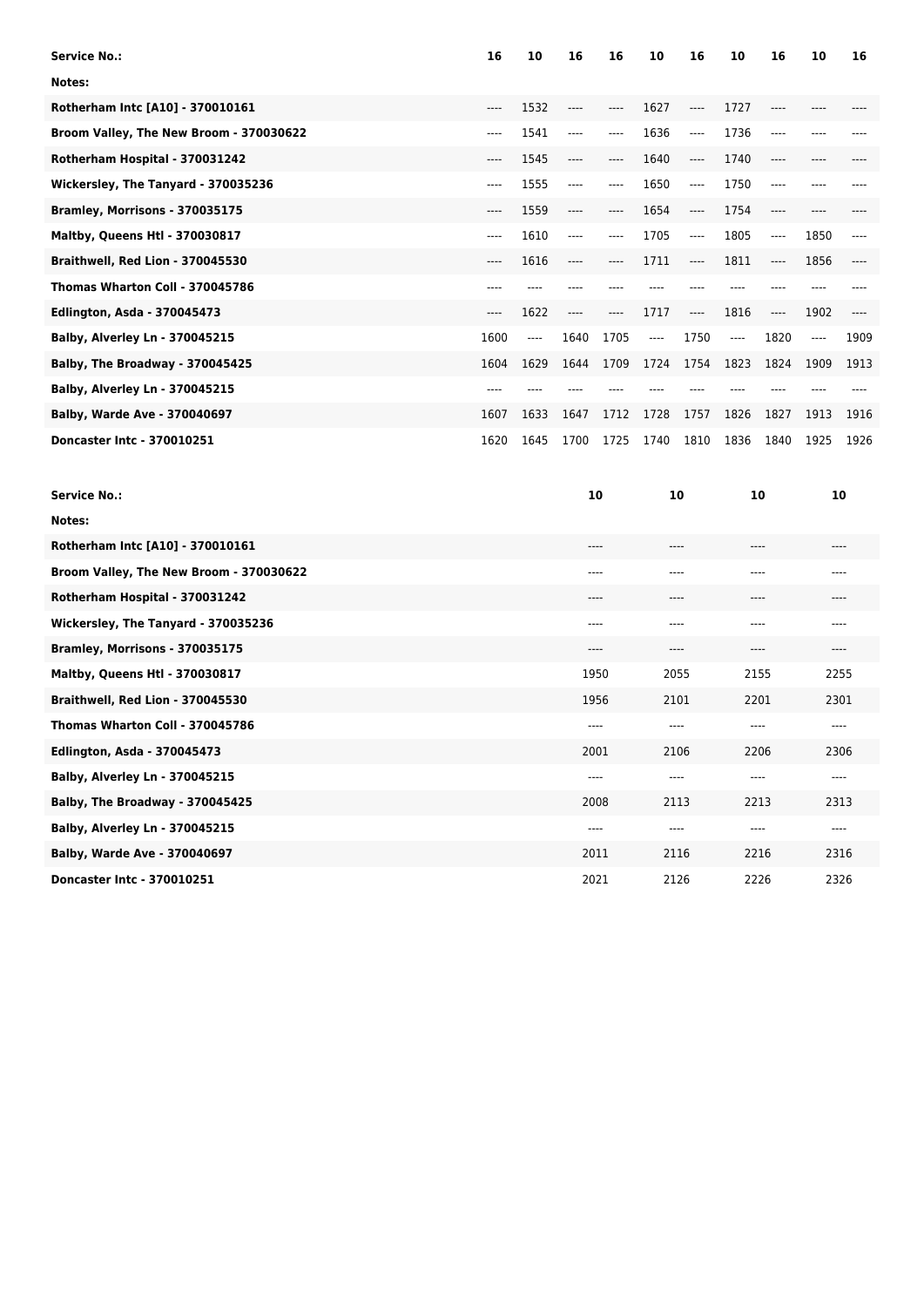| Service No.: | 16 | 10 | 16 | 16 | 10 | 16 | 10 | 16 | 10 | 16 |
|---|---|---|---|---|---|---|---|---|---|---|
| Notes: | | | | | | | | | | |
| Rotherham Intc [A10] - 370010161 | ---- | 1532 | ---- | ---- | 1627 | ---- | 1727 | ---- | ---- | ---- |
| Broom Valley, The New Broom - 370030622 | ---- | 1541 | ---- | ---- | 1636 | ---- | 1736 | ---- | ---- | ---- |
| Rotherham Hospital - 370031242 | ---- | 1545 | ---- | ---- | 1640 | ---- | 1740 | ---- | ---- | ---- |
| Wickersley, The Tanyard - 370035236 | ---- | 1555 | ---- | ---- | 1650 | ---- | 1750 | ---- | ---- | ---- |
| Bramley, Morrisons - 370035175 | ---- | 1559 | ---- | ---- | 1654 | ---- | 1754 | ---- | ---- | ---- |
| Maltby, Queens Htl - 370030817 | ---- | 1610 | ---- | ---- | 1705 | ---- | 1805 | ---- | 1850 | ---- |
| Braithwell, Red Lion - 370045530 | ---- | 1616 | ---- | ---- | 1711 | ---- | 1811 | ---- | 1856 | ---- |
| Thomas Wharton Coll - 370045786 | ---- | ---- | ---- | ---- | ---- | ---- | ---- | ---- | ---- | ---- |
| Edlington, Asda - 370045473 | ---- | 1622 | ---- | ---- | 1717 | ---- | 1816 | ---- | 1902 | ---- |
| Balby, Alverley Ln - 370045215 | 1600 | ---- | 1640 | 1705 | ---- | 1750 | ---- | 1820 | ---- | 1909 |
| Balby, The Broadway - 370045425 | 1604 | 1629 | 1644 | 1709 | 1724 | 1754 | 1823 | 1824 | 1909 | 1913 |
| Balby, Alverley Ln - 370045215 | ---- | ---- | ---- | ---- | ---- | ---- | ---- | ---- | ---- | ---- |
| Balby, Warde Ave - 370040697 | 1607 | 1633 | 1647 | 1712 | 1728 | 1757 | 1826 | 1827 | 1913 | 1916 |
| Doncaster Intc - 370010251 | 1620 | 1645 | 1700 | 1725 | 1740 | 1810 | 1836 | 1840 | 1925 | 1926 |

| Service No.: | 10 | 10 | 10 | 10 |
|---|---|---|---|---|
| Notes: | | | | |
| Rotherham Intc [A10] - 370010161 | ---- | ---- | ---- | ---- |
| Broom Valley, The New Broom - 370030622 | ---- | ---- | ---- | ---- |
| Rotherham Hospital - 370031242 | ---- | ---- | ---- | ---- |
| Wickersley, The Tanyard - 370035236 | ---- | ---- | ---- | ---- |
| Bramley, Morrisons - 370035175 | ---- | ---- | ---- | ---- |
| Maltby, Queens Htl - 370030817 | 1950 | 2055 | 2155 | 2255 |
| Braithwell, Red Lion - 370045530 | 1956 | 2101 | 2201 | 2301 |
| Thomas Wharton Coll - 370045786 | ---- | ---- | ---- | ---- |
| Edlington, Asda - 370045473 | 2001 | 2106 | 2206 | 2306 |
| Balby, Alverley Ln - 370045215 | ---- | ---- | ---- | ---- |
| Balby, The Broadway - 370045425 | 2008 | 2113 | 2213 | 2313 |
| Balby, Alverley Ln - 370045215 | ---- | ---- | ---- | ---- |
| Balby, Warde Ave - 370040697 | 2011 | 2116 | 2216 | 2316 |
| Doncaster Intc - 370010251 | 2021 | 2126 | 2226 | 2326 |